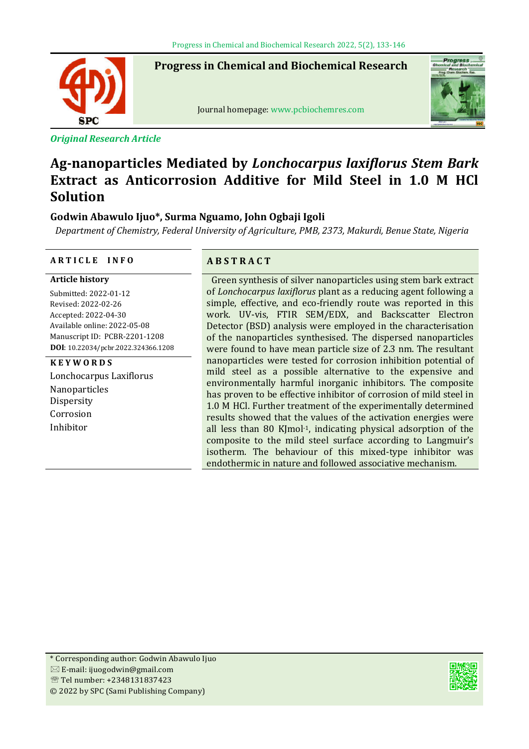Progress in Chemical and Biochemical Research

Journal homepage: www.pcbiochemres.com

*Original Research Article*

# Ag-nanoparticles Mediated by *Lonchocarpus laxiflorus Stem Bark* Extract as Anticorrosion Additive for Mild Steel in 1.0 M HCl Solution

**Godwin Abawulo Ijuo\*, Surma Nguamo, John Ogbaji Igoli**

*Department of Chemistry, Federal University of Agriculture, PMB, 2373, Makurdi, Benue State, Nigeria*

## ARTICLE INFO

**Article history**

Submitted: 2022-01-12
Revised: 2022-02-26
Accepted: 2022-04-30
Available online: 2022-05-08
Manuscript ID: PCBR-2201-1208
**DOI**: 10.22034/pcbr.2022.324366.1208

**KEYWORDS**

Lonchocarpus Laxiflorus
Nanoparticles
Dispersity
Corrosion
Inhibitor

## ABSTRACT

Green synthesis of silver nanoparticles using stem bark extract of *Lonchocarpus laxiflorus* plant as a reducing agent following a simple, effective, and eco-friendly route was reported in this work. UV-vis, FTIR SEM/EDX, and Backscatter Electron Detector (BSD) analysis were employed in the characterisation of the nanoparticles synthesised. The dispersed nanoparticles were found to have mean particle size of 2.3 nm. The resultant nanoparticles were tested for corrosion inhibition potential of mild steel as a possible alternative to the expensive and environmentally harmful inorganic inhibitors. The composite has proven to be effective inhibitor of corrosion of mild steel in 1.0 M HCl. Further treatment of the experimentally determined results showed that the values of the activation energies were all less than 80 $KJmol^{-1}$, indicating physical adsorption of the composite to the mild steel surface according to Langmuir's isotherm. The behaviour of this mixed-type inhibitor was endothermic in nature and followed associative mechanism.

\* Corresponding author: Godwin Abawulo Ijuo
E-mail: ijuogodwin@gmail.com
Tel number: +2348131837423
© 2022 by SPC (Sami Publishing Company)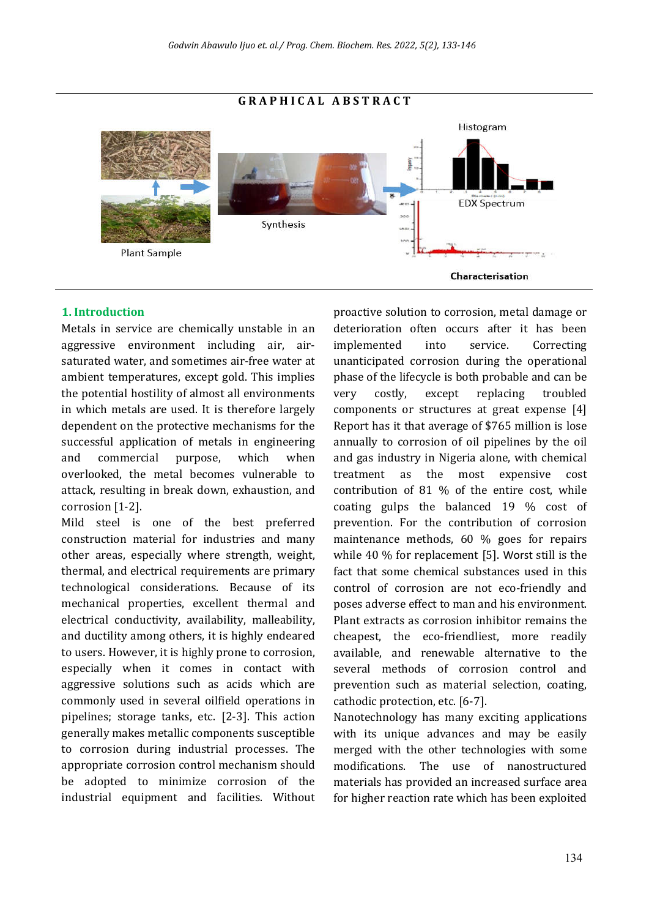## GRAPHICAL ABSTRACT

Plant Sample

Synthesis

Histogram

EDX Spectrum

Characterisation

## 1. Introduction

Metals in service are chemically unstable in an aggressive environment including air, air-saturated water, and sometimes air-free water at ambient temperatures, except gold. This implies the potential hostility of almost all environments in which metals are used. It is therefore largely dependent on the protective mechanisms for the successful application of metals in engineering and commercial purpose, which when overlooked, the metal becomes vulnerable to attack, resulting in break down, exhaustion, and corrosion [1-2].

Mild steel is one of the best preferred construction material for industries and many other areas, especially where strength, weight, thermal, and electrical requirements are primary technological considerations. Because of its mechanical properties, excellent thermal and electrical conductivity, availability, malleability, and ductility among others, it is highly endeared to users. However, it is highly prone to corrosion, especially when it comes in contact with aggressive solutions such as acids which are commonly used in several oilfield operations in pipelines; storage tanks, etc. [2-3]. This action generally makes metallic components susceptible to corrosion during industrial processes. The appropriate corrosion control mechanism should be adopted to minimize corrosion of the industrial equipment and facilities. Without proactive solution to corrosion, metal damage or deterioration often occurs after it has been implemented into service. Correcting unanticipated corrosion during the operational phase of the lifecycle is both probable and can be very costly, except replacing troubled components or structures at great expense [4] Report has it that average of $765 million is lose annually to corrosion of oil pipelines by the oil and gas industry in Nigeria alone, with chemical treatment as the most expensive cost contribution of 81 % of the entire cost, while coating gulps the balanced 19 % cost of prevention. For the contribution of corrosion maintenance methods, 60 % goes for repairs while 40 % for replacement [5]. Worst still is the fact that some chemical substances used in this control of corrosion are not eco-friendly and poses adverse effect to man and his environment. Plant extracts as corrosion inhibitor remains the cheapest, the eco-friendliest, more readily available, and renewable alternative to the several methods of corrosion control and prevention such as material selection, coating, cathodic protection, etc. [6-7].

Nanotechnology has many exciting applications with its unique advances and may be easily merged with the other technologies with some modifications. The use of nanostructured materials has provided an increased surface area for higher reaction rate which has been exploited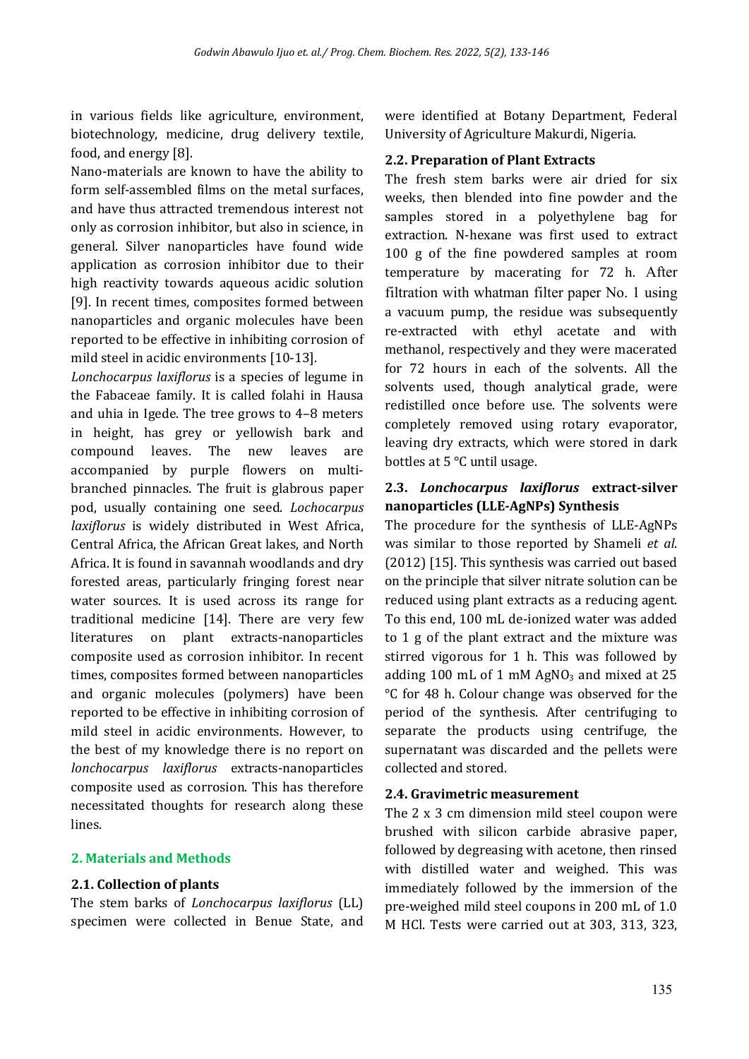in various fields like agriculture, environment, biotechnology, medicine, drug delivery textile, food, and energy [8].

Nano-materials are known to have the ability to form self-assembled films on the metal surfaces, and have thus attracted tremendous interest not only as corrosion inhibitor, but also in science, in general. Silver nanoparticles have found wide application as corrosion inhibitor due to their high reactivity towards aqueous acidic solution [9]. In recent times, composites formed between nanoparticles and organic molecules have been reported to be effective in inhibiting corrosion of mild steel in acidic environments [10-13].

*Lonchocarpus laxiflorus* is a species of legume in the Fabaceae family. It is called folahi in Hausa and uhia in Igede. The tree grows to 4–8 meters in height, has grey or yellowish bark and compound leaves. The new leaves are accompanied by purple flowers on multi-branched pinnacles. The fruit is glabrous paper pod, usually containing one seed. *Lochocarpus laxiflorus* is widely distributed in West Africa, Central Africa, the African Great lakes, and North Africa. It is found in savannah woodlands and dry forested areas, particularly fringing forest near water sources. It is used across its range for traditional medicine [14]. There are very few literatures on plant extracts-nanoparticles composite used as corrosion inhibitor. In recent times, composites formed between nanoparticles and organic molecules (polymers) have been reported to be effective in inhibiting corrosion of mild steel in acidic environments. However, to the best of my knowledge there is no report on *lonchocarpus laxiflorus* extracts-nanoparticles composite used as corrosion. This has therefore necessitated thoughts for research along these lines.

## 2. Materials and Methods

### 2.1. Collection of plants

The stem barks of *Lonchocarpus laxiflorus* (LL) specimen were collected in Benue State, and were identified at Botany Department, Federal University of Agriculture Makurdi, Nigeria.

### 2.2. Preparation of Plant Extracts

The fresh stem barks were air dried for six weeks, then blended into fine powder and the samples stored in a polyethylene bag for extraction. N-hexane was first used to extract 100 g of the fine powdered samples at room temperature by macerating for 72 h. After filtration with whatman filter paper No. 1 using a vacuum pump, the residue was subsequently re-extracted with ethyl acetate and with methanol, respectively and they were macerated for 72 hours in each of the solvents. All the solvents used, though analytical grade, were redistilled once before use. The solvents were completely removed using rotary evaporator, leaving dry extracts, which were stored in dark bottles at 5 °C until usage.

### 2.3. *Lonchocarpus laxiflorus* extract-silver nanoparticles (LLE-AgNPs) Synthesis

The procedure for the synthesis of LLE-AgNPs was similar to those reported by Shameli *et al*. (2012) [15]. This synthesis was carried out based on the principle that silver nitrate solution can be reduced using plant extracts as a reducing agent. To this end, 100 mL de-ionized water was added to 1 g of the plant extract and the mixture was stirred vigorous for 1 h. This was followed by adding 100 mL of 1 mM $AgNO_3$ and mixed at 25 °C for 48 h. Colour change was observed for the period of the synthesis. After centrifuging to separate the products using centrifuge, the supernatant was discarded and the pellets were collected and stored.

### 2.4. Gravimetric measurement

The 2 x 3 cm dimension mild steel coupon were brushed with silicon carbide abrasive paper, followed by degreasing with acetone, then rinsed with distilled water and weighed. This was immediately followed by the immersion of the pre-weighed mild steel coupons in 200 mL of 1.0 M HCl. Tests were carried out at 303, 313, 323,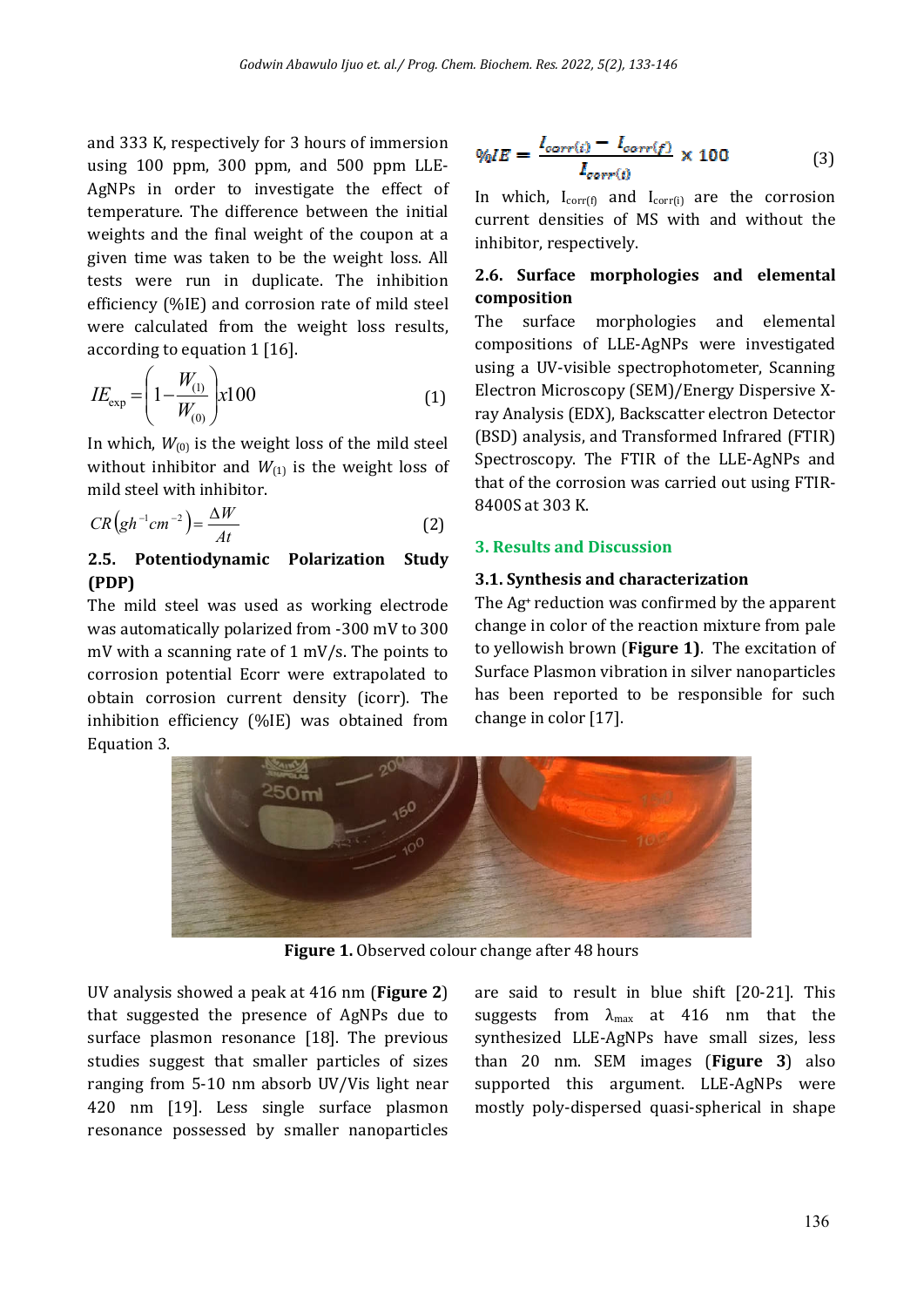and 333 K, respectively for 3 hours of immersion using 100 ppm, 300 ppm, and 500 ppm LLE-AgNPs in order to investigate the effect of temperature. The difference between the initial weights and the final weight of the coupon at a given time was taken to be the weight loss. All tests were run in duplicate. The inhibition efficiency (%IE) and corrosion rate of mild steel were calculated from the weight loss results, according to equation 1 [16].

$$IE_{\exp} = \left(1 - \frac{W_{(1)}}{W_{(0)}}\right) x100 \tag{1}$$

In which, $W_{(0)}$ is the weight loss of the mild steel without inhibitor and $W_{(1)}$ is the weight loss of mild steel with inhibitor.

$$CR\left(gh^{-1}cm^{-2}\right) = \frac{\Delta W}{At} \tag{2}$$

### 2.5. Potentiodynamic Polarization Study (PDP)

The mild steel was used as working electrode was automatically polarized from -300 mV to 300 mV with a scanning rate of 1 mV/s. The points to corrosion potential Ecorr were extrapolated to obtain corrosion current density (icorr). The inhibition efficiency (%IE) was obtained from Equation 3.

$$\%IE = \frac{I_{corr(i)} - I_{corr(f)}}{I_{corr(i)}} \times 100 \tag{3}$$

In which, $I_{corr(f)}$ and $I_{corr(i)}$ are the corrosion current densities of MS with and without the inhibitor, respectively.

### 2.6. Surface morphologies and elemental composition

The surface morphologies and elemental compositions of LLE-AgNPs were investigated using a UV-visible spectrophotometer, Scanning Electron Microscopy (SEM)/Energy Dispersive X-ray Analysis (EDX), Backscatter electron Detector (BSD) analysis, and Transformed Infrared (FTIR) Spectroscopy. The FTIR of the LLE-AgNPs and that of the corrosion was carried out using FTIR-8400S at 303 K.

## 3. Results and Discussion

### 3.1. Synthesis and characterization

The $Ag^{+}$ reduction was confirmed by the apparent change in color of the reaction mixture from pale to yellowish brown (**Figure 1)**. The excitation of Surface Plasmon vibration in silver nanoparticles has been reported to be responsible for such change in color [17].

**Figure 1.** Observed colour change after 48 hours

UV analysis showed a peak at 416 nm (**Figure 2**) that suggested the presence of AgNPs due to surface plasmon resonance [18]. The previous studies suggest that smaller particles of sizes ranging from 5-10 nm absorb UV/Vis light near 420 nm [19]. Less single surface plasmon resonance possessed by smaller nanoparticles are said to result in blue shift [20-21]. This suggests from $\lambda_{max}$ at 416 nm that the synthesized LLE-AgNPs have small sizes, less than 20 nm. SEM images (**Figure 3**) also supported this argument. LLE-AgNPs were mostly poly-dispersed quasi-spherical in shape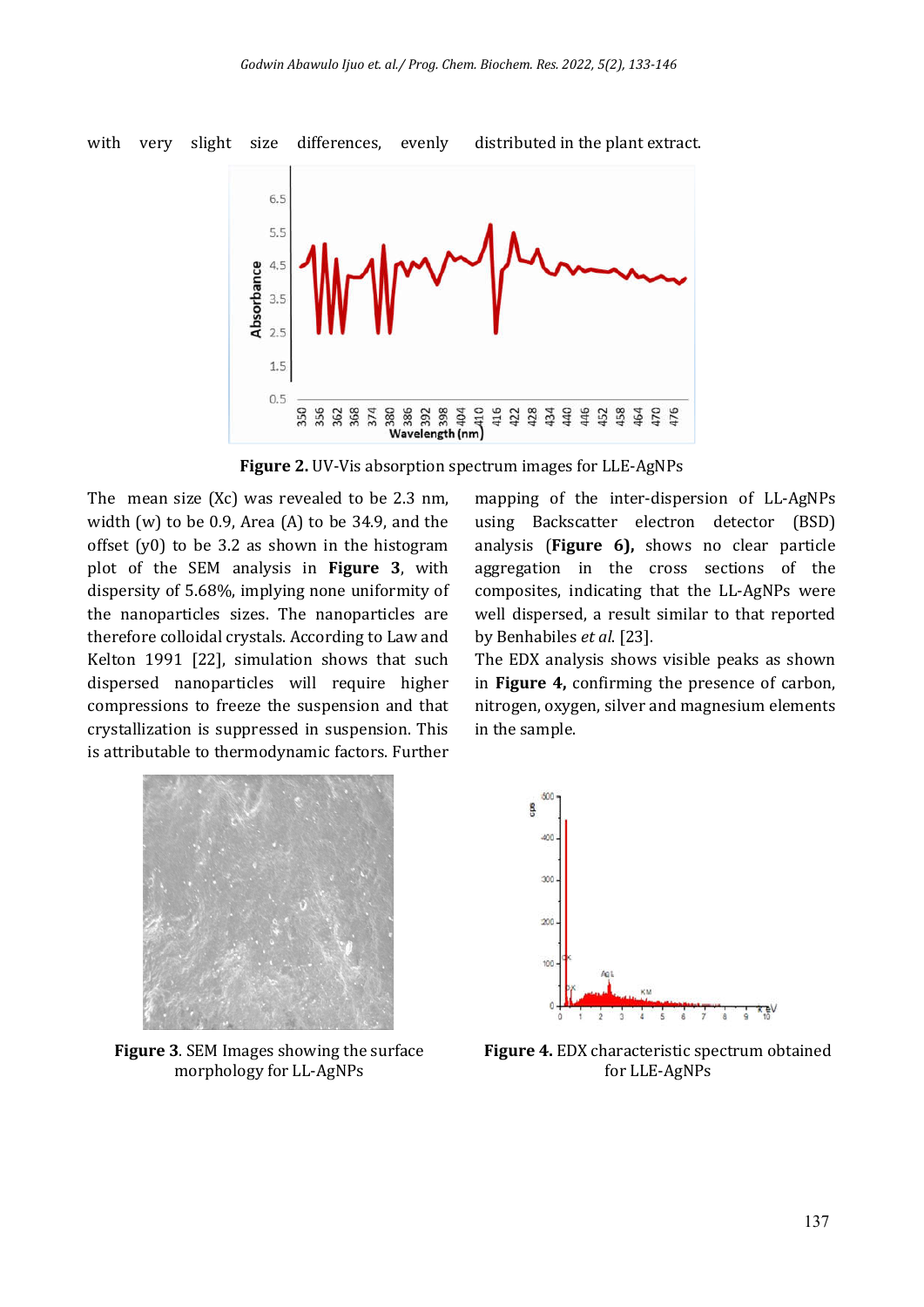with very slight size differences, evenly distributed in the plant extract.

Figure 2. UV-Vis absorption spectrum images for LLE-AgNPs

The mean size (Xc) was revealed to be 2.3 nm, width (w) to be 0.9, Area (A) to be 34.9, and the offset (y0) to be 3.2 as shown in the histogram plot of the SEM analysis in **Figure 3**, with dispersity of 5.68%, implying none uniformity of the nanoparticles sizes. The nanoparticles are therefore colloidal crystals. According to Law and Kelton 1991 [22], simulation shows that such dispersed nanoparticles will require higher compressions to freeze the suspension and that crystallization is suppressed in suspension. This is attributable to thermodynamic factors. Further mapping of the inter-dispersion of LL-AgNPs using Backscatter electron detector (BSD) analysis (**Figure 6),** shows no clear particle aggregation in the cross sections of the composites, indicating that the LL-AgNPs were well dispersed, a result similar to that reported by Benhabiles *et al*. [23].

The EDX analysis shows visible peaks as shown in **Figure 4,** confirming the presence of carbon, nitrogen, oxygen, silver and magnesium elements in the sample.

**Figure 3**. SEM Images showing the surface morphology for LL-AgNPs

**Figure 4.** EDX characteristic spectrum obtained for LLE-AgNPs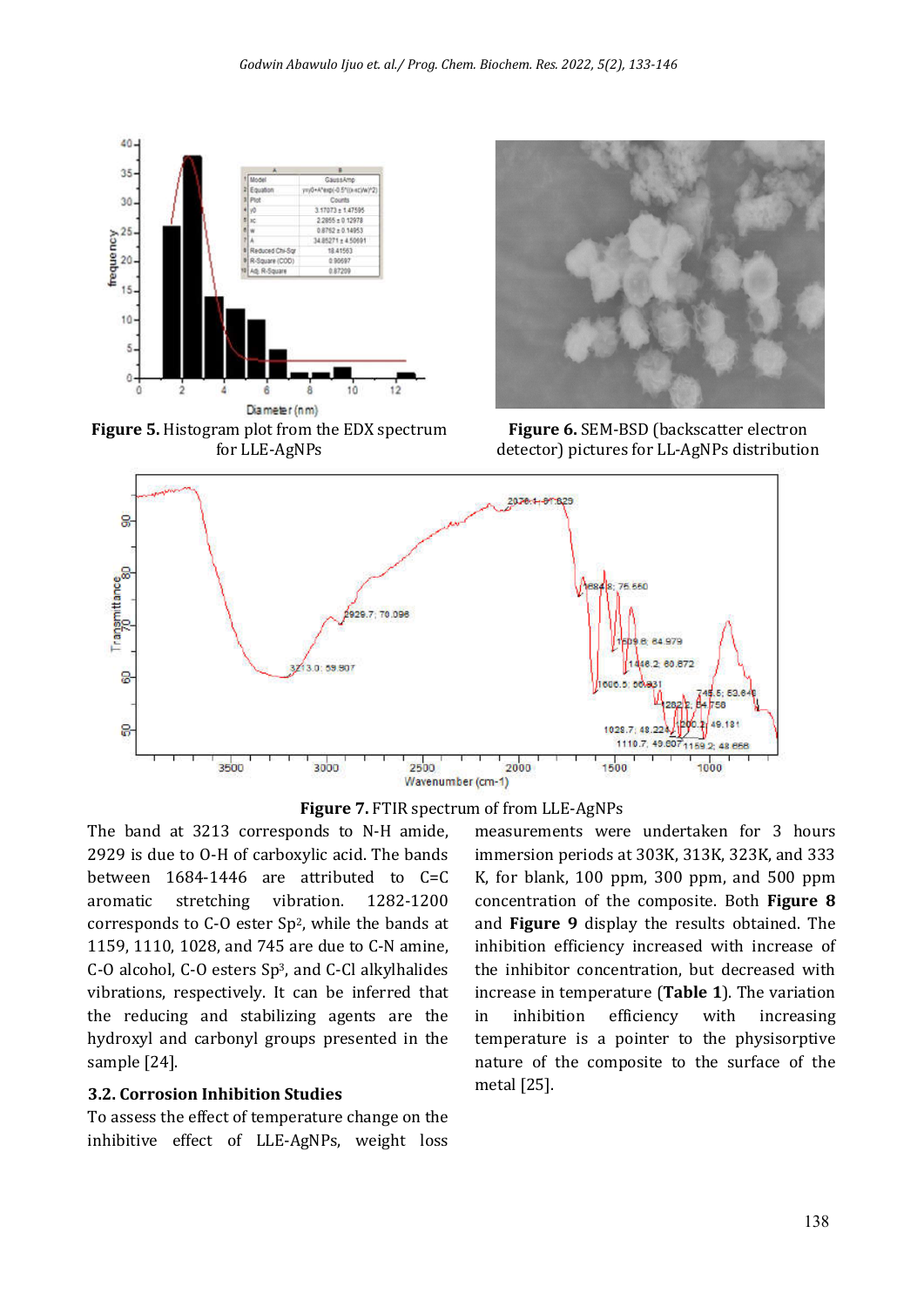**Figure 5.** Histogram plot from the EDX spectrum for LLE-AgNPs

**Figure 6.** SEM-BSD (backscatter electron detector) pictures for LL-AgNPs distribution

**Figure 7.** FTIR spectrum of from LLE-AgNPs

The band at 3213 corresponds to N-H amide, 2929 is due to O-H of carboxylic acid. The bands between 1684-1446 are attributed to C=C aromatic stretching vibration. 1282-1200 corresponds to C-O ester Sp$^2$, while the bands at 1159, 1110, 1028, and 745 are due to C-N amine, C-O alcohol, C-O esters Sp$^3$, and C-Cl alkylhalides vibrations, respectively. It can be inferred that the reducing and stabilizing agents are the hydroxyl and carbonyl groups presented in the sample [24].

### 3.2. Corrosion Inhibition Studies

To assess the effect of temperature change on the inhibitive effect of LLE-AgNPs, weight loss measurements were undertaken for 3 hours immersion periods at 303K, 313K, 323K, and 333 K, for blank, 100 ppm, 300 ppm, and 500 ppm concentration of the composite. Both **Figure 8** and **Figure 9** display the results obtained. The inhibition efficiency increased with increase of the inhibitor concentration, but decreased with increase in temperature (**Table 1**). The variation in inhibition efficiency with increasing temperature is a pointer to the physisorptive nature of the composite to the surface of the metal [25].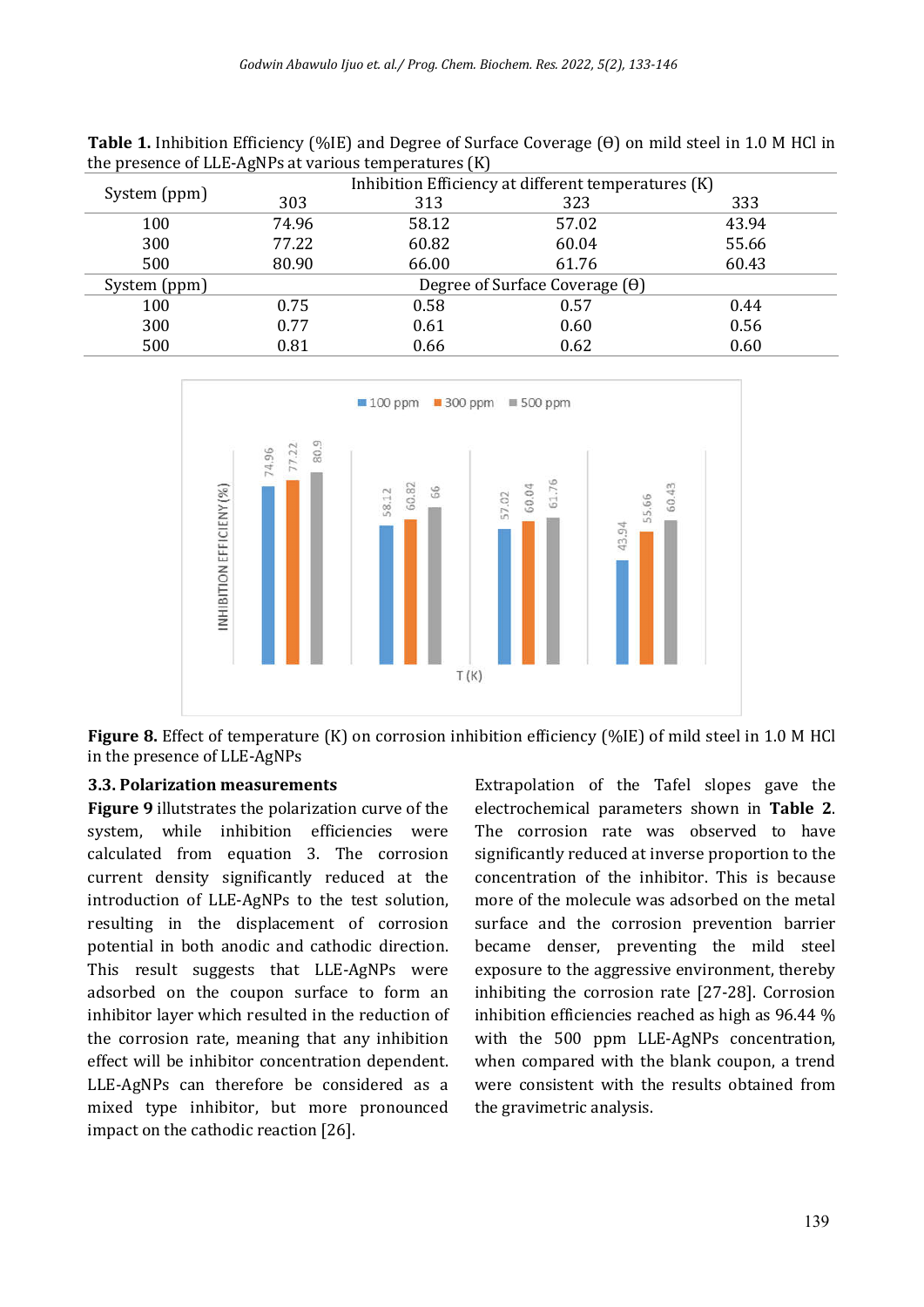**Table 1.** Inhibition Efficiency (%IE) and Degree of Surface Coverage (ϴ) on mild steel in 1.0 M HCl in the presence of LLE-AgNPs at various temperatures (K)

| System (ppm) | Inhibition Efficiency at different temperatures (K) | | | |
|---|---|---|---|---|
| | 303 | 313 | 323 | 333 |
| 100 | 74.96 | 58.12 | 57.02 | 43.94 |
| 300 | 77.22 | 60.82 | 60.04 | 55.66 |
| 500 | 80.90 | 66.00 | 61.76 | 60.43 |
| System (ppm) | Degree of Surface Coverage (ϴ) | | | |
| 100 | 0.75 | 0.58 | 0.57 | 0.44 |
| 300 | 0.77 | 0.61 | 0.60 | 0.56 |
| 500 | 0.81 | 0.66 | 0.62 | 0.60 |

**Figure 8.** Effect of temperature (K) on corrosion inhibition efficiency (%IE) of mild steel in 1.0 M HCl in the presence of LLE-AgNPs

### 3.3. Polarization measurements

**Figure 9** illutstrates the polarization curve of the system, while inhibition efficiencies were calculated from equation 3. The corrosion current density significantly reduced at the introduction of LLE-AgNPs to the test solution, resulting in the displacement of corrosion potential in both anodic and cathodic direction. This result suggests that LLE-AgNPs were adsorbed on the coupon surface to form an inhibitor layer which resulted in the reduction of the corrosion rate, meaning that any inhibition effect will be inhibitor concentration dependent. LLE-AgNPs can therefore be considered as a mixed type inhibitor, but more pronounced impact on the cathodic reaction [26]. Extrapolation of the Tafel slopes gave the electrochemical parameters shown in **Table 2**. The corrosion rate was observed to have significantly reduced at inverse proportion to the concentration of the inhibitor. This is because more of the molecule was adsorbed on the metal surface and the corrosion prevention barrier became denser, preventing the mild steel exposure to the aggressive environment, thereby inhibiting the corrosion rate [27-28]. Corrosion inhibition efficiencies reached as high as 96.44 % with the 500 ppm LLE-AgNPs concentration, when compared with the blank coupon, a trend were consistent with the results obtained from the gravimetric analysis.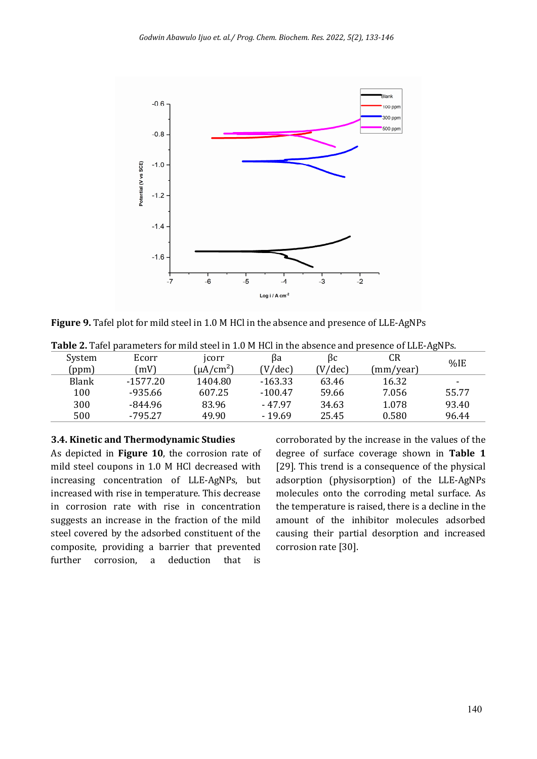**Figure 9.** Tafel plot for mild steel in 1.0 M HCl in the absence and presence of LLE-AgNPs

**Table 2.** Tafel parameters for mild steel in 1.0 M HCl in the absence and presence of LLE-AgNPs.

| System (ppm) | Ecorr (mV) | jcorr ($\mu A/cm^2$) | βa (V/dec) | βc (V/dec) | CR (mm/year) | %IE |
|---|---|---|---|---|---|---|
| Blank | -1577.20 | 1404.80 | -163.33 | 63.46 | 16.32 | - |
| 100 | -935.66 | 607.25 | -100.47 | 59.66 | 7.056 | 55.77 |
| 300 | -844.96 | 83.96 | - 47.97 | 34.63 | 1.078 | 93.40 |
| 500 | -795.27 | 49.90 | - 19.69 | 25.45 | 0.580 | 96.44 |

### 3.4. Kinetic and Thermodynamic Studies

As depicted in **Figure 10**, the corrosion rate of mild steel coupons in 1.0 M HCl decreased with increasing concentration of LLE-AgNPs, but increased with rise in temperature. This decrease in corrosion rate with rise in concentration suggests an increase in the fraction of the mild steel covered by the adsorbed constituent of the composite, providing a barrier that prevented further corrosion, a deduction that is corroborated by the increase in the values of the degree of surface coverage shown in **Table 1** [29]. This trend is a consequence of the physical adsorption (physisorption) of the LLE-AgNPs molecules onto the corroding metal surface. As the temperature is raised, there is a decline in the amount of the inhibitor molecules adsorbed causing their partial desorption and increased corrosion rate [30].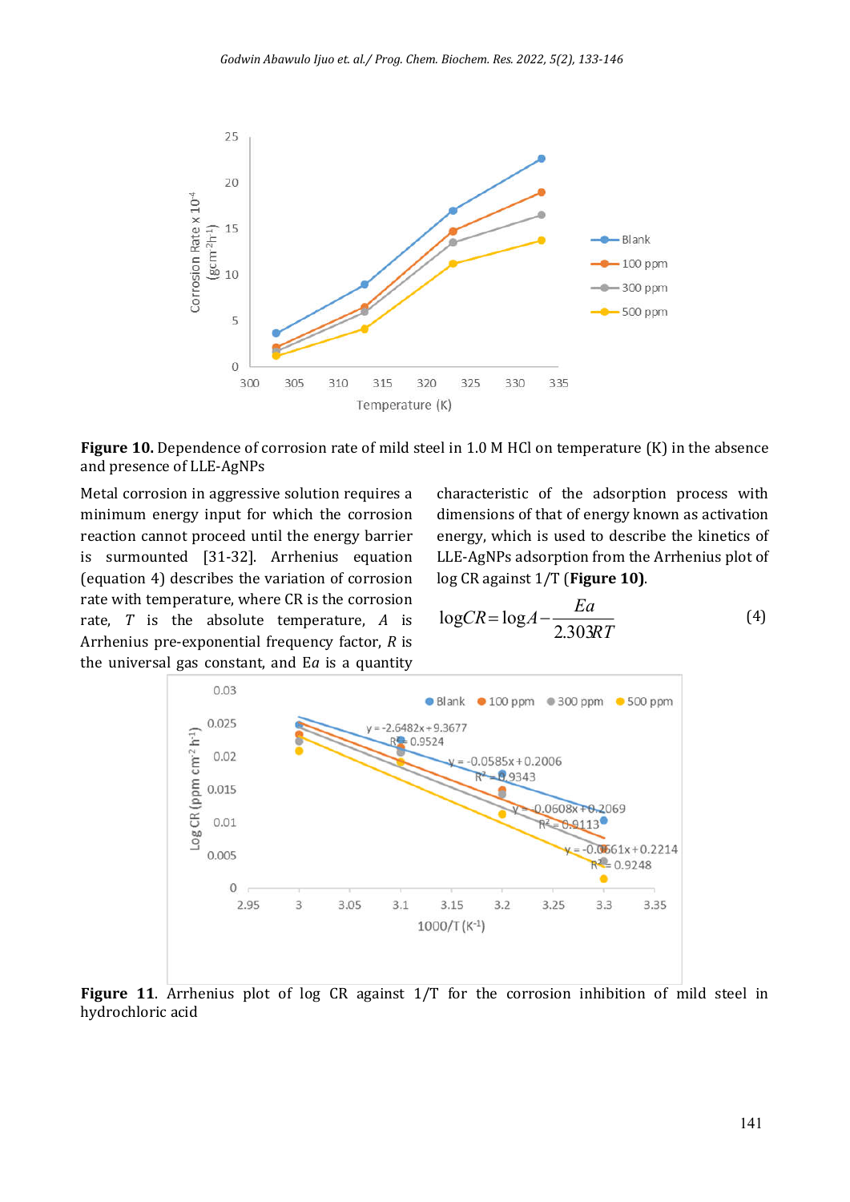**Figure 10.** Dependence of corrosion rate of mild steel in 1.0 M HCl on temperature (K) in the absence and presence of LLE-AgNPs

Metal corrosion in aggressive solution requires a minimum energy input for which the corrosion reaction cannot proceed until the energy barrier is surmounted [31-32]. Arrhenius equation (equation 4) describes the variation of corrosion rate with temperature, where CR is the corrosion rate, $T$ is the absolute temperature, $A$ is Arrhenius pre-exponential frequency factor, $R$ is the universal gas constant, and E$a$ is a quantity characteristic of the adsorption process with dimensions of that of energy known as activation energy, which is used to describe the kinetics of LLE-AgNPs adsorption from the Arrhenius plot of log CR against 1/T (**Figure 10**).

$$\log CR = \log A - \frac{Ea}{2.303RT} \tag{4}$$

**Figure 11**. Arrhenius plot of log CR against 1/T for the corrosion inhibition of mild steel in hydrochloric acid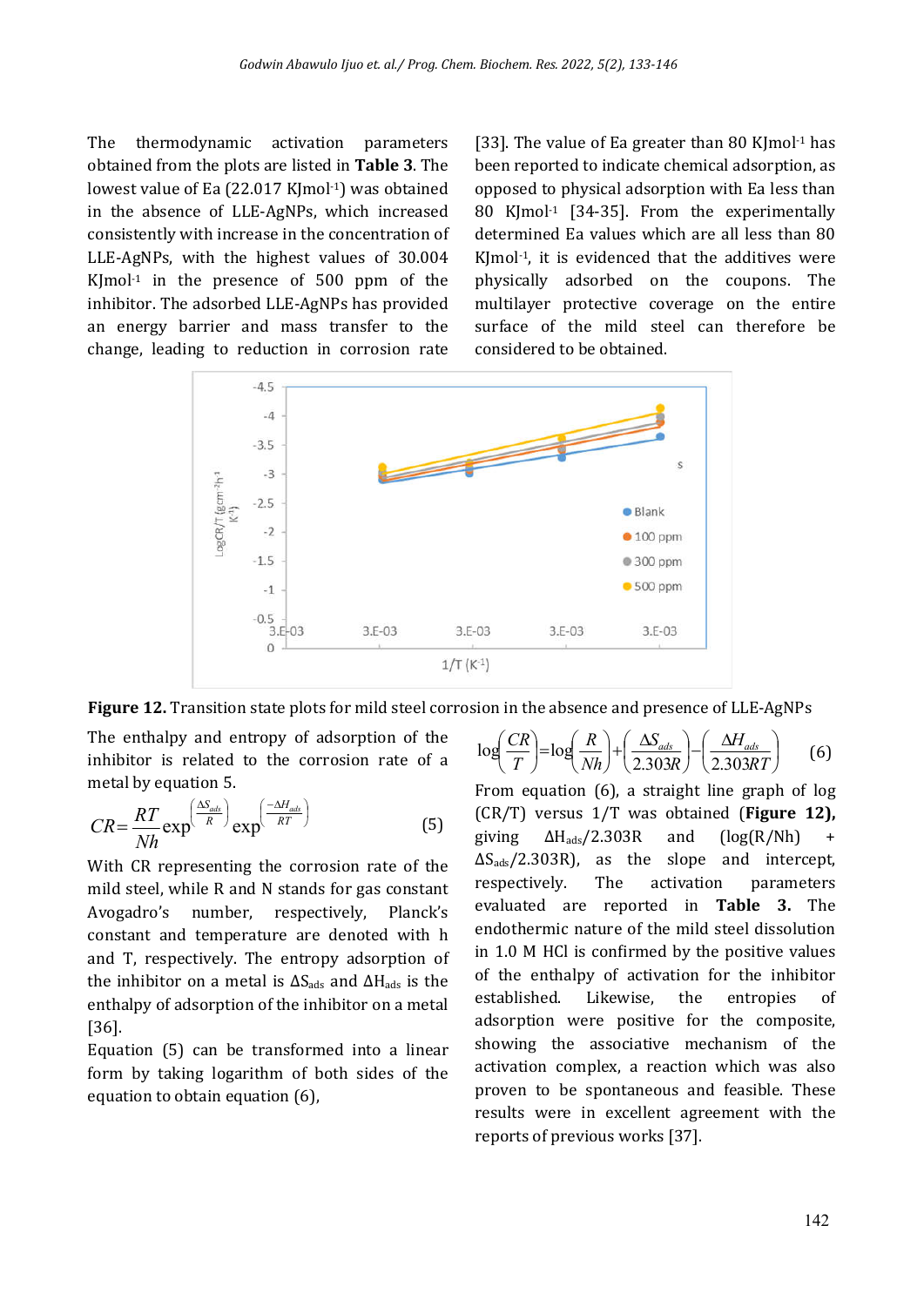The thermodynamic activation parameters obtained from the plots are listed in **Table 3**. The lowest value of Ea (22.017 KJmol$^{-1}$) was obtained in the absence of LLE-AgNPs, which increased consistently with increase in the concentration of LLE-AgNPs, with the highest values of 30.004 KJmol$^{-1}$ in the presence of 500 ppm of the inhibitor. The adsorbed LLE-AgNPs has provided an energy barrier and mass transfer to the change, leading to reduction in corrosion rate [33]. The value of Ea greater than 80 KJmol$^{-1}$ has been reported to indicate chemical adsorption, as opposed to physical adsorption with Ea less than 80 KJmol$^{-1}$ [34-35]. From the experimentally determined Ea values which are all less than 80 KJmol$^{-1}$, it is evidenced that the additives were physically adsorbed on the coupons. The multilayer protective coverage on the entire surface of the mild steel can therefore be considered to be obtained.

**Figure 12.** Transition state plots for mild steel corrosion in the absence and presence of LLE-AgNPs

The enthalpy and entropy of adsorption of the inhibitor is related to the corrosion rate of a metal by equation 5.

$$CR = \frac{RT}{Nh}\exp^{\left(\frac{\Delta S_{ads}}{R}\right)}\exp^{\left(\frac{-\Delta H_{ads}}{RT}\right)} \qquad (5)$$

With CR representing the corrosion rate of the mild steel, while R and N stands for gas constant Avogadro's number, respectively, Planck's constant and temperature are denoted with h and T, respectively. The entropy adsorption of the inhibitor on a metal is $\Delta S_{ads}$ and $\Delta H_{ads}$ is the enthalpy of adsorption of the inhibitor on a metal [36].

Equation (5) can be transformed into a linear form by taking logarithm of both sides of the equation to obtain equation (6),

$$\log\left(\frac{CR}{T}\right) = \log\left(\frac{R}{Nh}\right) + \left(\frac{\Delta S_{ads}}{2.303R}\right) - \left(\frac{\Delta H_{ads}}{2.303RT}\right) \qquad (6)$$

From equation (6), a straight line graph of log (CR/T) versus 1/T was obtained (**Figure 12),** giving $\Delta H_{ads}/2.303R$ and $(\log(R/Nh) + \Delta S_{ads}/2.303R)$, as the slope and intercept, respectively. The activation parameters evaluated are reported in **Table 3.** The endothermic nature of the mild steel dissolution in 1.0 M HCl is confirmed by the positive values of the enthalpy of activation for the inhibitor established. Likewise, the entropies of adsorption were positive for the composite, showing the associative mechanism of the activation complex, a reaction which was also proven to be spontaneous and feasible. These results were in excellent agreement with the reports of previous works [37].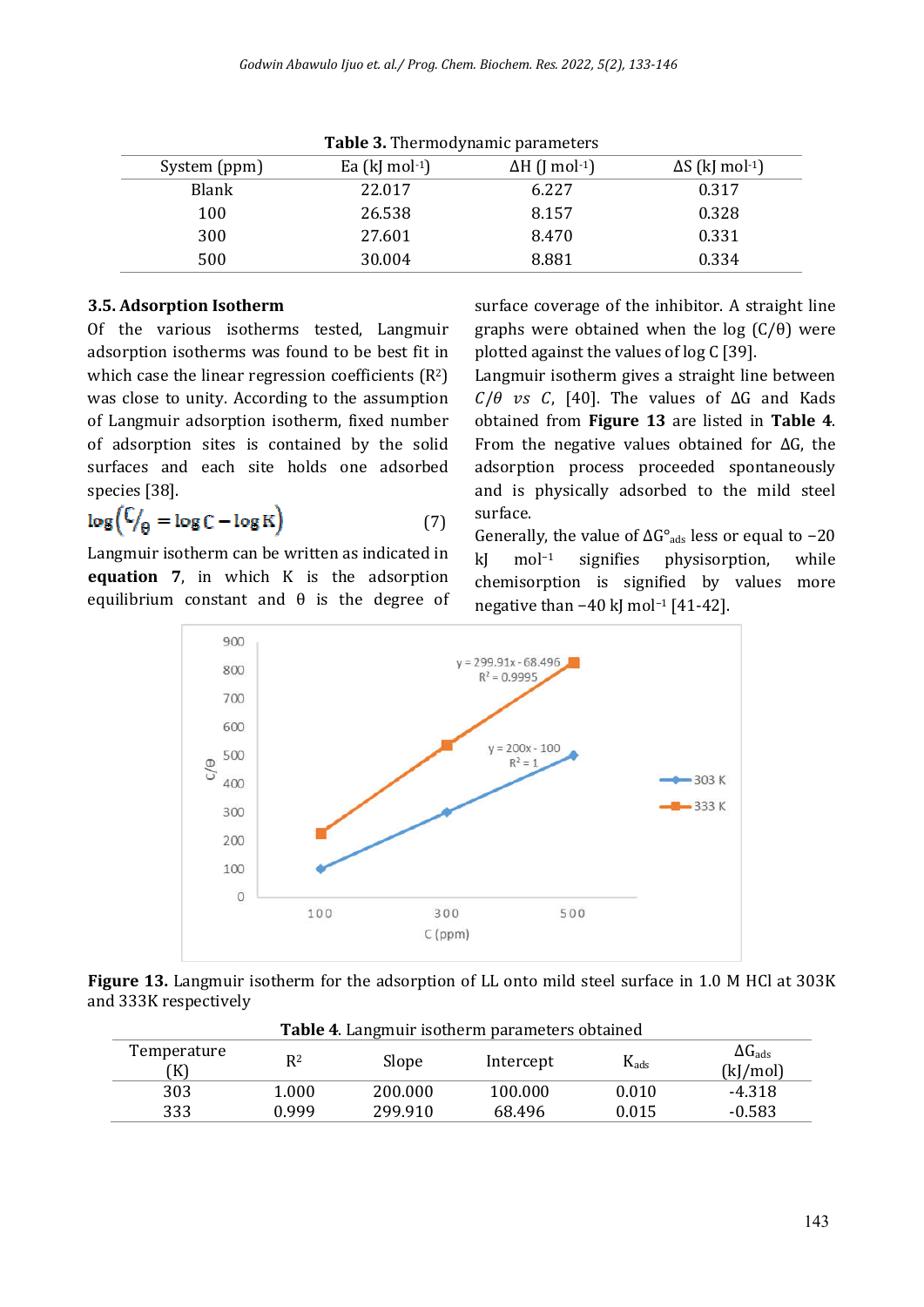**Table 3.** Thermodynamic parameters

| System (ppm) | Ea (kJ mol$^{-1}$) | ΔH (J mol$^{-1}$) | ΔS (kJ mol$^{-1}$) |
|---|---|---|---|
| Blank | 22.017 | 6.227 | 0.317 |
| 100 | 26.538 | 8.157 | 0.328 |
| 300 | 27.601 | 8.470 | 0.331 |
| 500 | 30.004 | 8.881 | 0.334 |

### 3.5. Adsorption Isotherm

Of the various isotherms tested, Langmuir adsorption isotherms was found to be best fit in which case the linear regression coefficients ($R^2$) was close to unity. According to the assumption of Langmuir adsorption isotherm, fixed number of adsorption sites is contained by the solid surfaces and each site holds one adsorbed species [38].

$$\log\left(\frac{C}{\theta}\right) = \log C - \log K \tag{7}$$

Langmuir isotherm can be written as indicated in **equation 7**, in which K is the adsorption equilibrium constant and θ is the degree of surface coverage of the inhibitor. A straight line graphs were obtained when the log (C/θ) were plotted against the values of log C [39].

Langmuir isotherm gives a straight line between $C/\theta$ *vs* $C$, [40]. The values of ΔG and Kads obtained from **Figure 13** are listed in **Table 4**. From the negative values obtained for ΔG, the adsorption process proceeded spontaneously and is physically adsorbed to the mild steel surface.

Generally, the value of $\Delta G^{o}_{ads}$ less or equal to −20 kJ mol$^{-1}$ signifies physisorption, while chemisorption is signified by values more negative than −40 kJ mol$^{-1}$ [41-42].

**Figure 13.** Langmuir isotherm for the adsorption of LL onto mild steel surface in 1.0 M HCl at 303K and 333K respectively

**Table 4**. Langmuir isotherm parameters obtained

| Temperature (K) | $R^2$ | Slope | Intercept | $K_{ads}$ | $\Delta G_{ads}$ (kJ/mol) |
|---|---|---|---|---|---|
| 303 | 1.000 | 200.000 | 100.000 | 0.010 | -4.318 |
| 333 | 0.999 | 299.910 | 68.496 | 0.015 | -0.583 |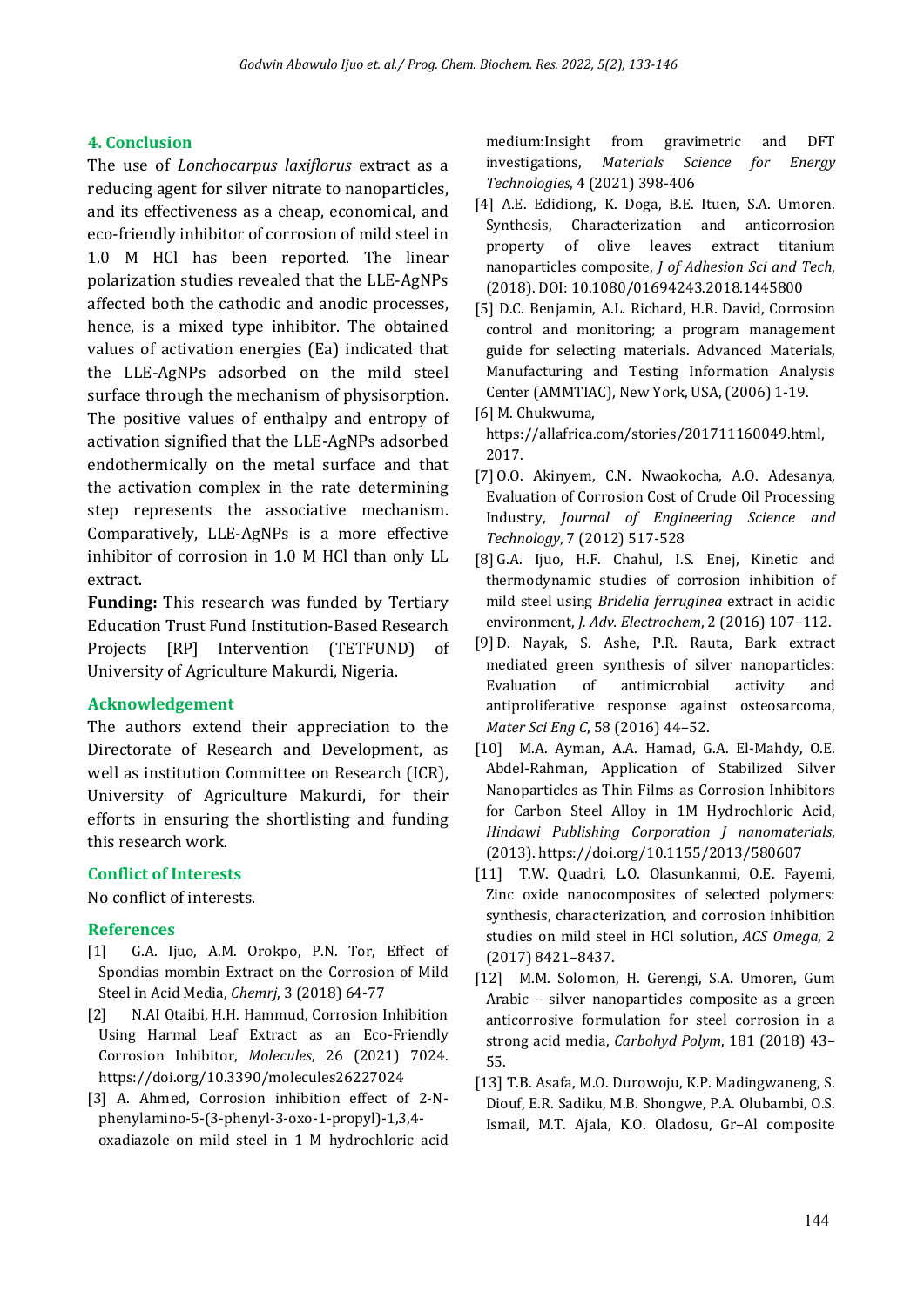## 4. Conclusion

The use of *Lonchocarpus laxiflorus* extract as a reducing agent for silver nitrate to nanoparticles, and its effectiveness as a cheap, economical, and eco-friendly inhibitor of corrosion of mild steel in 1.0 M HCl has been reported. The linear polarization studies revealed that the LLE-AgNPs affected both the cathodic and anodic processes, hence, is a mixed type inhibitor. The obtained values of activation energies (Ea) indicated that the LLE-AgNPs adsorbed on the mild steel surface through the mechanism of physisorption. The positive values of enthalpy and entropy of activation signified that the LLE-AgNPs adsorbed endothermically on the metal surface and that the activation complex in the rate determining step represents the associative mechanism. Comparatively, LLE-AgNPs is a more effective inhibitor of corrosion in 1.0 M HCl than only LL extract.

**Funding:** This research was funded by Tertiary Education Trust Fund Institution-Based Research Projects [RP] Intervention (TETFUND) of University of Agriculture Makurdi, Nigeria.

## Acknowledgement

The authors extend their appreciation to the Directorate of Research and Development, as well as institution Committee on Research (ICR), University of Agriculture Makurdi, for their efforts in ensuring the shortlisting and funding this research work.

## Conflict of Interests

No conflict of interests.

## References

[1] G.A. Ijuo, A.M. Orokpo, P.N. Tor, Effect of Spondias mombin Extract on the Corrosion of Mild Steel in Acid Media, *Chemrj*, 3 (2018) 64-77

[2] N.AI Otaibi, H.H. Hammud, Corrosion Inhibition Using Harmal Leaf Extract as an Eco-Friendly Corrosion Inhibitor, *Molecules*, 26 (2021) 7024. https://doi.org/10.3390/molecules26227024

[3] A. Ahmed, Corrosion inhibition effect of 2-N-phenylamino-5-(3-phenyl-3-oxo-1-propyl)-1,3,4-oxadiazole on mild steel in 1 M hydrochloric acid medium:Insight from gravimetric and DFT investigations, *Materials Science for Energy Technologies*, 4 (2021) 398-406

[4] A.E. Ediidiong, K. Doga, B.E. Ituen, S.A. Umoren. Synthesis, Characterization and anticorrosion property of olive leaves extract titanium nanoparticles composite, *J of Adhesion Sci and Tech*, (2018). DOI: 10.1080/01694243.2018.1445800

[5] D.C. Benjamin, A.L. Richard, H.R. David, Corrosion control and monitoring; a program management guide for selecting materials. Advanced Materials, Manufacturing and Testing Information Analysis Center (AMMTIAC), New York, USA, (2006) 1-19.

[6] M. Chukwuma, https://allafrica.com/stories/201711160049.html, 2017.

[7] O.O. Akinyem, C.N. Nwaokocha, A.O. Adesanya, Evaluation of Corrosion Cost of Crude Oil Processing Industry, *Journal of Engineering Science and Technology*, 7 (2012) 517-528

[8] G.A. Ijuo, H.F. Chahul, I.S. Enej, Kinetic and thermodynamic studies of corrosion inhibition of mild steel using *Bridelia ferruginea* extract in acidic environment, *J. Adv. Electrochem*, 2 (2016) 107–112.

[9] D. Nayak, S. Ashe, P.R. Rauta, Bark extract mediated green synthesis of silver nanoparticles: Evaluation of antimicrobial activity and antiproliferative response against osteosarcoma, *Mater Sci Eng C*, 58 (2016) 44–52.

[10] M.A. Ayman, A.A. Hamad, G.A. El-Mahdy, O.E. Abdel-Rahman, Application of Stabilized Silver Nanoparticles as Thin Films as Corrosion Inhibitors for Carbon Steel Alloy in 1M Hydrochloric Acid, *Hindawi Publishing Corporation J nanomaterials*, (2013). https://doi.org/10.1155/2013/580607

[11] T.W. Quadri, L.O. Olasunkanmi, O.E. Fayemi, Zinc oxide nanocomposites of selected polymers: synthesis, characterization, and corrosion inhibition studies on mild steel in HCl solution, *ACS Omega*, 2 (2017) 8421–8437.

[12] M.M. Solomon, H. Gerengi, S.A. Umoren, Gum Arabic – silver nanoparticles composite as a green anticorrosive formulation for steel corrosion in a strong acid media, *Carbohyd Polym*, 181 (2018) 43–55.

[13] T.B. Asafa, M.O. Durowoju, K.P. Madingwaneng, S. Diouf, E.R. Sadiku, M.B. Shongwe, P.A. Olubambi, O.S. Ismail, M.T. Ajala, K.O. Oladosu, Gr–Al composite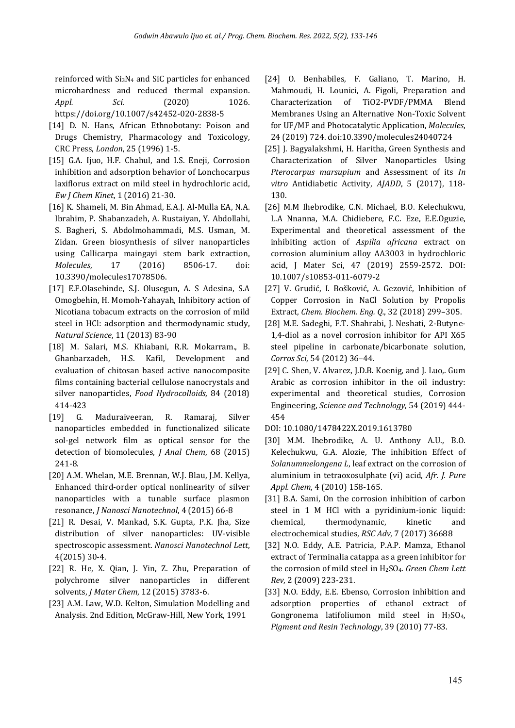reinforced with $Si_3N_4$ and SiC particles for enhanced microhardness and reduced thermal expansion. *Appl. Sci.* (2020) 1026. https://doi.org/10.1007/s42452-020-2838-5

[14] D. N. Hans, African Ethnobotany: Poison and Drugs Chemistry, Pharmacology and Toxicology, CRC Press, *London*, 25 (1996) 1-5.

[15] G.A. Ijuo, H.F. Chahul, and I.S. Eneji, Corrosion inhibition and adsorption behavior of Lonchocarpus laxiflorus extract on mild steel in hydrochloric acid, *Ew J Chem Kinet*, 1 (2016) 21-30.

[16] K. Shameli, M. Bin Ahmad, E.A.J. Al-Mulla EA, N.A. Ibrahim, P. Shabanzadeh, A. Rustaiyan, Y. Abdollahi, S. Bagheri, S. Abdolmohammadi, M.S. Usman, M. Zidan. Green biosynthesis of silver nanoparticles using Callicarpa maingayi stem bark extraction, *Molecules*, 17 (2016) 8506-17. doi: 10.3390/molecules17078506.

[17] E.F.Olasehinde, S.J. Olusegun, A. S Adesina, S.A Omogbehin, H. Momoh-Yahayah, Inhibitory action of Nicotiana tobacum extracts on the corrosion of mild steel in HCl: adsorption and thermodynamic study, *Natural Science*, 11 (2013) 83-90

[18] M. Salari, M.S. Khiabani, R.R. Mokarram., B. Ghanbarzadeh, H.S. Kafil, Development and evaluation of chitosan based active nanocomposite films containing bacterial cellulose nanocrystals and silver nanoparticles, *Food Hydrocolloids*, 84 (2018) 414-423

[19] G. Maduraiveeran, R. Ramaraj, Silver nanoparticles embedded in functionalized silicate sol-gel network film as optical sensor for the detection of biomolecules, *J Anal Chem*, 68 (2015) 241-8.

[20] A.M. Whelan, M.E. Brennan, W.J. Blau, J.M. Kellya, Enhanced third-order optical nonlinearity of silver nanoparticles with a tunable surface plasmon resonance, *J Nanosci Nanotechnol*, 4 (2015) 66-8

[21] R. Desai, V. Mankad, S.K. Gupta, P.K. Jha, Size distribution of silver nanoparticles: UV-visible spectroscopic assessment. *Nanosci Nanotechnol Lett*, 4(2015) 30-4.

[22] R. He, X. Qian, J. Yin, Z. Zhu, Preparation of polychrome silver nanoparticles in different solvents, *J Mater Chem*, 12 (2015) 3783-6.

[23] A.M. Law, W.D. Kelton, Simulation Modelling and Analysis. 2nd Edition, McGraw-Hill, New York, 1991

[24] O. Benhabiles, F. Galiano, T. Marino, H. Mahmoudi, H. Lounici, A. Figoli, Preparation and Characterization of TiO2-PVDF/PMMA Blend Membranes Using an Alternative Non-Toxic Solvent for UF/MF and Photocatalytic Application, *Molecules*, 24 (2019) 724. doi:10.3390/molecules24040724

[25] J. Bagyalakshmi, H. Haritha, Green Synthesis and Characterization of Silver Nanoparticles Using *Pterocarpus marsupium* and Assessment of its *In vitro* Antidiabetic Activity, *AJADD*, 5 (2017), 118-130.

[26] M.M Ihebrodike, C.N. Michael, B.O. Kelechukwu, L.A Nnanna, M.A. Chidiebere, F.C. Eze, E.E.Oguzie, Experimental and theoretical assessment of the inhibiting action of *Aspilia africana* extract on corrosion aluminium alloy AA3003 in hydrochloric acid, J Mater Sci, 47 (2019) 2559-2572. DOI: 10.1007/s10853-011-6079-2

[27] V. Grudić, I. Bošković, A. Gezović, Inhibition of Copper Corrosion in NaCl Solution by Propolis Extract, *Chem. Biochem. Eng. Q.*, 32 (2018) 299–305.

[28] M.E. Sadeghi, F.T. Shahrabi, J. Neshati, 2-Butyne-1,4-diol as a novel corrosion inhibitor for API X65 steel pipeline in carbonate/bicarbonate solution, *Corros Sci*, 54 (2012) 36–44.

[29] C. Shen, V. Alvarez, J.D.B. Koenig, and J. Luo,. Gum Arabic as corrosion inhibitor in the oil industry: experimental and theoretical studies, Corrosion Engineering, *Science and Technology*, 54 (2019) 444-454

DOI: 10.1080/1478422X.2019.1613780

[30] M.M. Ihebrodike, A. U. Anthony A.U., B.O. Kelechukwu, G.A. Alozie, The inhibition Effect of *Solanummelongena L*, leaf extract on the corrosion of aluminium in tetraoxosulphate (vi) acid, *Afr. J. Pure Appl. Chem*, 4 (2010) 158-165.

[31] B.A. Sami, On the corrosion inhibition of carbon steel in 1 M HCl with a pyridinium-ionic liquid: chemical, thermodynamic, kinetic and electrochemical studies, *RSC Adv*, 7 (2017) 36688

[32] N.O. Eddy, A.E. Patricia, P.A.P. Mamza, Ethanol extract of Terminalia catappa as a green inhibitor for the corrosion of mild steel in $H_2SO_4$. *Green Chem Lett Rev*, 2 (2009) 223-231.

[33] N.O. Eddy, E.E. Ebenso, Corrosion inhibition and adsorption properties of ethanol extract of Gongronema latifoliumon mild steel in $H_2SO_4$, *Pigment and Resin Technology*, 39 (2010) 77-83.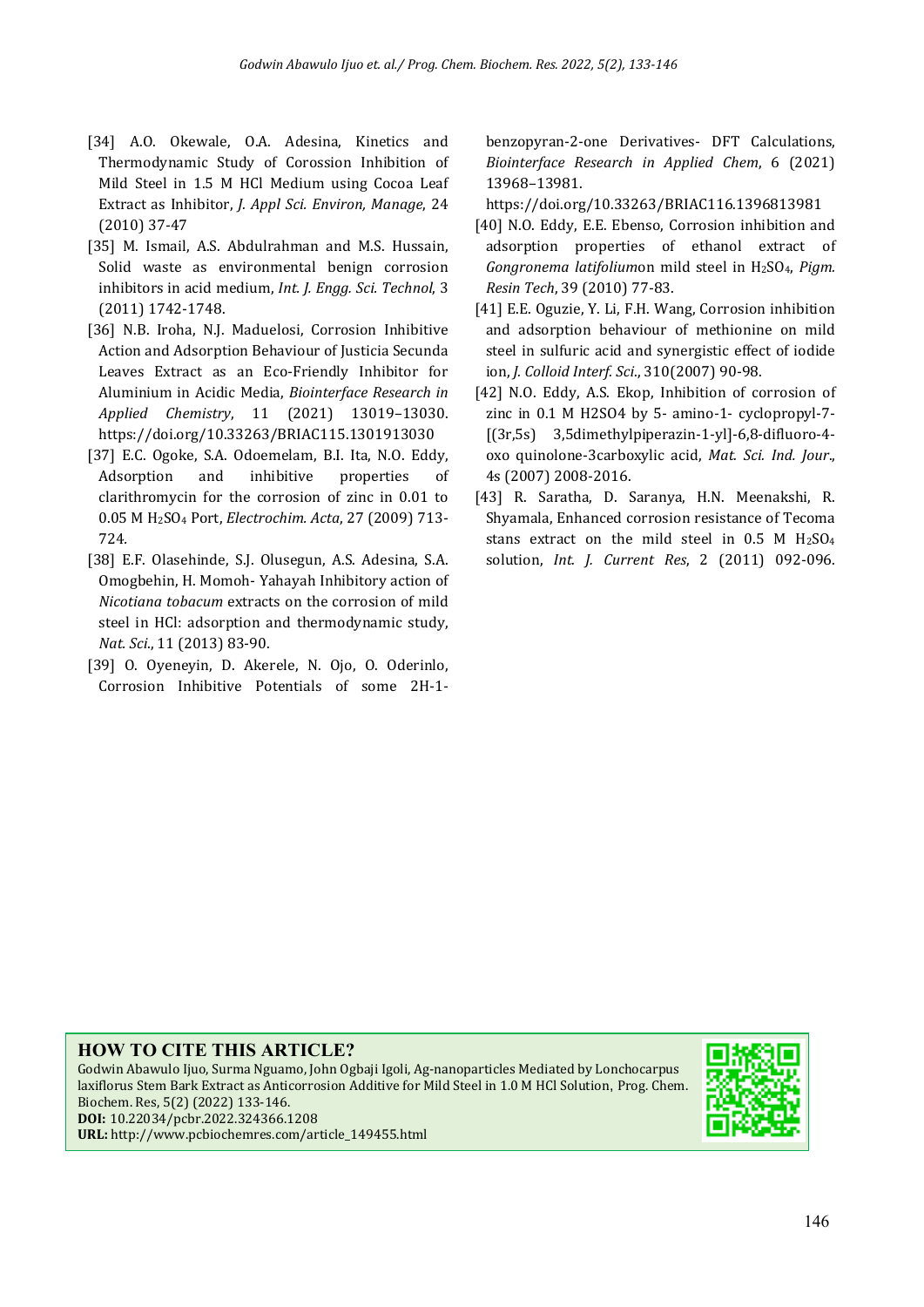[34] A.O. Okewale, O.A. Adesina, Kinetics and Thermodynamic Study of Corossion Inhibition of Mild Steel in 1.5 M HCl Medium using Cocoa Leaf Extract as Inhibitor, *J. Appl Sci. Environ, Manage*, 24 (2010) 37-47

[35] M. Ismail, A.S. Abdulrahman and M.S. Hussain, Solid waste as environmental benign corrosion inhibitors in acid medium, *Int. J. Engg. Sci. Technol*, 3 (2011) 1742-1748.

[36] N.B. Iroha, N.J. Maduelosi, Corrosion Inhibitive Action and Adsorption Behaviour of Justicia Secunda Leaves Extract as an Eco-Friendly Inhibitor for Aluminium in Acidic Media, *Biointerface Research in Applied Chemistry*, 11 (2021) 13019–13030. https://doi.org/10.33263/BRIAC115.1301913030

[37] E.C. Ogoke, S.A. Odoemelam, B.I. Ita, N.O. Eddy, Adsorption and inhibitive properties of clarithromycin for the corrosion of zinc in 0.01 to 0.05 M $H_2SO_4$ Port, *Electrochim. Acta*, 27 (2009) 713-724.

[38] E.F. Olasehinde, S.J. Olusegun, A.S. Adesina, S.A. Omogbehin, H. Momoh- Yahayah Inhibitory action of *Nicotiana tobacum* extracts on the corrosion of mild steel in HCl: adsorption and thermodynamic study, *Nat. Sci.*, 11 (2013) 83-90.

[39] O. Oyeneyin, D. Akerele, N. Ojo, O. Oderinlo, Corrosion Inhibitive Potentials of some 2H-1-benzopyran-2-one Derivatives- DFT Calculations, *Biointerface Research in Applied Chem*, 6 (2021) 13968–13981. https://doi.org/10.33263/BRIAC116.1396813981

[40] N.O. Eddy, E.E. Ebenso, Corrosion inhibition and adsorption properties of ethanol extract of *Gongronema latifolium*on mild steel in $H_2SO_4$, *Pigm. Resin Tech*, 39 (2010) 77-83.

[41] E.E. Oguzie, Y. Li, F.H. Wang, Corrosion inhibition and adsorption behaviour of methionine on mild steel in sulfuric acid and synergistic effect of iodide ion, *J. Colloid Interf. Sci*., 310(2007) 90-98.

[42] N.O. Eddy, A.S. Ekop, Inhibition of corrosion of zinc in 0.1 M H2SO4 by 5- amino-1- cyclopropyl-7-[(3r,5s) 3,5dimethylpiperazin-1-yl]-6,8-difluoro-4-oxo quinolone-3carboxylic acid, *Mat. Sci. Ind. Jour*., 4s (2007) 2008-2016.

[43] R. Saratha, D. Saranya, H.N. Meenakshi, R. Shyamala, Enhanced corrosion resistance of Tecoma stans extract on the mild steel in 0.5 M $H_2SO_4$ solution, *Int. J. Current Res*, 2 (2011) 092-096.

**HOW TO CITE THIS ARTICLE?**

Godwin Abawulo Ijuo, Surma Nguamo, John Ogbaji Igoli, Ag-nanoparticles Mediated by Lonchocarpus laxiflorus Stem Bark Extract as Anticorrosion Additive for Mild Steel in 1.0 M HCl Solution, Prog. Chem. Biochem. Res, 5(2) (2022) 133-146.

**DOI:** 10.22034/pcbr.2022.324366.1208

**URL:** http://www.pcbiochemres.com/article_149455.html